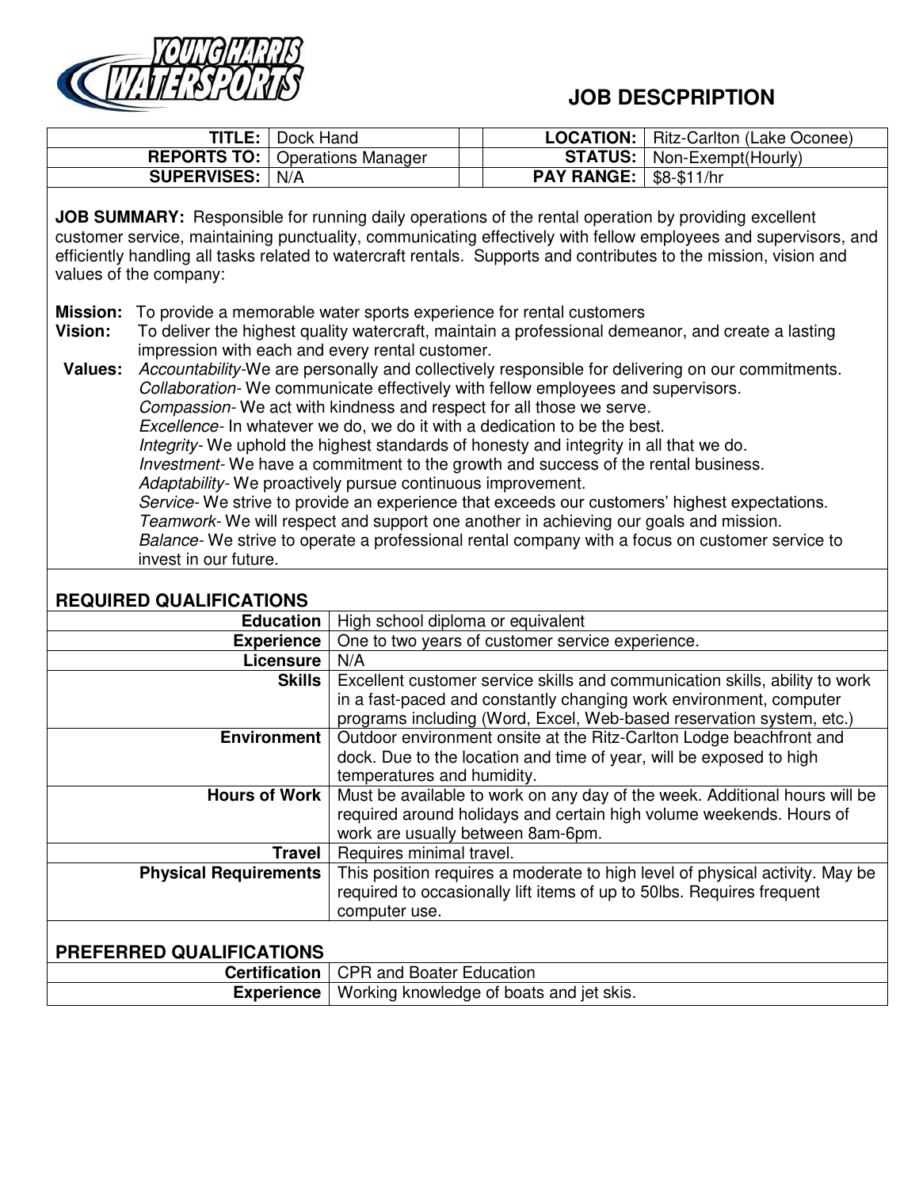# JOB DESCPRIPTION

| TITLE: | Dock Hand | | LOCATION: | Ritz-Carlton (Lake Oconee) |
|---|---|---|---|---|
| REPORTS TO: | Operations Manager | | STATUS: | Non-Exempt(Hourly) |
| SUPERVISES: | N/A | | PAY RANGE: | $8-$11/hr |

**JOB SUMMARY:** Responsible for running daily operations of the rental operation by providing excellent customer service, maintaining punctuality, communicating effectively with fellow employees and supervisors, and efficiently handling all tasks related to watercraft rentals. Supports and contributes to the mission, vision and values of the company:

**Mission:** To provide a memorable water sports experience for rental customers

**Vision:** To deliver the highest quality watercraft, maintain a professional demeanor, and create a lasting impression with each and every rental customer.

**Values:**
*Accountability*-We are personally and collectively responsible for delivering on our commitments.
*Collaboration*- We communicate effectively with fellow employees and supervisors.
*Compassion*- We act with kindness and respect for all those we serve.
*Excellence*- In whatever we do, we do it with a dedication to be the best.
*Integrity*- We uphold the highest standards of honesty and integrity in all that we do.
*Investment*- We have a commitment to the growth and success of the rental business.
*Adaptability*- We proactively pursue continuous improvement.
*Service*- We strive to provide an experience that exceeds our customers' highest expectations.
*Teamwork*- We will respect and support one another in achieving our goals and mission.
*Balance*- We strive to operate a professional rental company with a focus on customer service to invest in our future.

## REQUIRED QUALIFICATIONS

| | |
|---|---|
| **Education** | High school diploma or equivalent |
| **Experience** | One to two years of customer service experience. |
| **Licensure** | N/A |
| **Skills** | Excellent customer service skills and communication skills, ability to work in a fast-paced and constantly changing work environment, computer programs including (Word, Excel, Web-based reservation system, etc.) |
| **Environment** | Outdoor environment onsite at the Ritz-Carlton Lodge beachfront and dock. Due to the location and time of year, will be exposed to high temperatures and humidity. |
| **Hours of Work** | Must be available to work on any day of the week. Additional hours will be required around holidays and certain high volume weekends. Hours of work are usually between 8am-6pm. |
| **Travel** | Requires minimal travel. |
| **Physical Requirements** | This position requires a moderate to high level of physical activity. May be required to occasionally lift items of up to 50lbs. Requires frequent computer use. |

## PREFERRED QUALIFICATIONS

| | |
|---|---|
| **Certification** | CPR and Boater Education |
| **Experience** | Working knowledge of boats and jet skis. |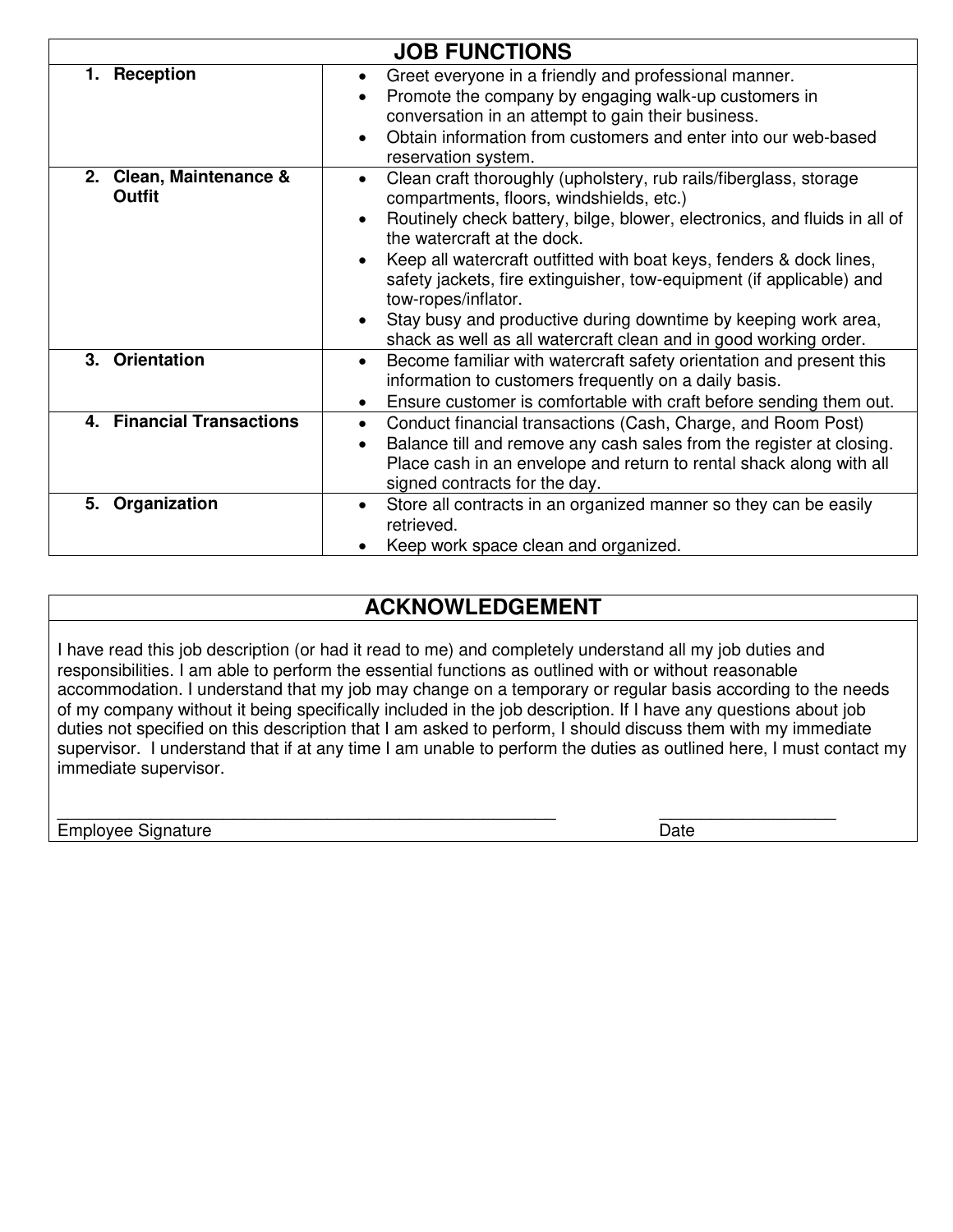## JOB FUNCTIONS

| | |
|---|---|
| **1. Reception** | • Greet everyone in a friendly and professional manner.<br>• Promote the company by engaging walk-up customers in conversation in an attempt to gain their business.<br>• Obtain information from customers and enter into our web-based reservation system. |
| **2. Clean, Maintenance & Outfit** | • Clean craft thoroughly (upholstery, rub rails/fiberglass, storage compartments, floors, windshields, etc.)<br>• Routinely check battery, bilge, blower, electronics, and fluids in all of the watercraft at the dock.<br>• Keep all watercraft outfitted with boat keys, fenders & dock lines, safety jackets, fire extinguisher, tow-equipment (if applicable) and tow-ropes/inflator.<br>• Stay busy and productive during downtime by keeping work area, shack as well as all watercraft clean and in good working order. |
| **3. Orientation** | • Become familiar with watercraft safety orientation and present this information to customers frequently on a daily basis.<br>• Ensure customer is comfortable with craft before sending them out. |
| **4. Financial Transactions** | • Conduct financial transactions (Cash, Charge, and Room Post)<br>• Balance till and remove any cash sales from the register at closing. Place cash in an envelope and return to rental shack along with all signed contracts for the day. |
| **5. Organization** | • Store all contracts in an organized manner so they can be easily retrieved.<br>• Keep work space clean and organized. |

## ACKNOWLEDGEMENT

I have read this job description (or had it read to me) and completely understand all my job duties and responsibilities. I am able to perform the essential functions as outlined with or without reasonable accommodation. I understand that my job may change on a temporary or regular basis according to the needs of my company without it being specifically included in the job description. If I have any questions about job duties not specified on this description that I am asked to perform, I should discuss them with my immediate supervisor. I understand that if at any time I am unable to perform the duties as outlined here, I must contact my immediate supervisor.

_______________________________________________________ ___________________

Employee Signature Date